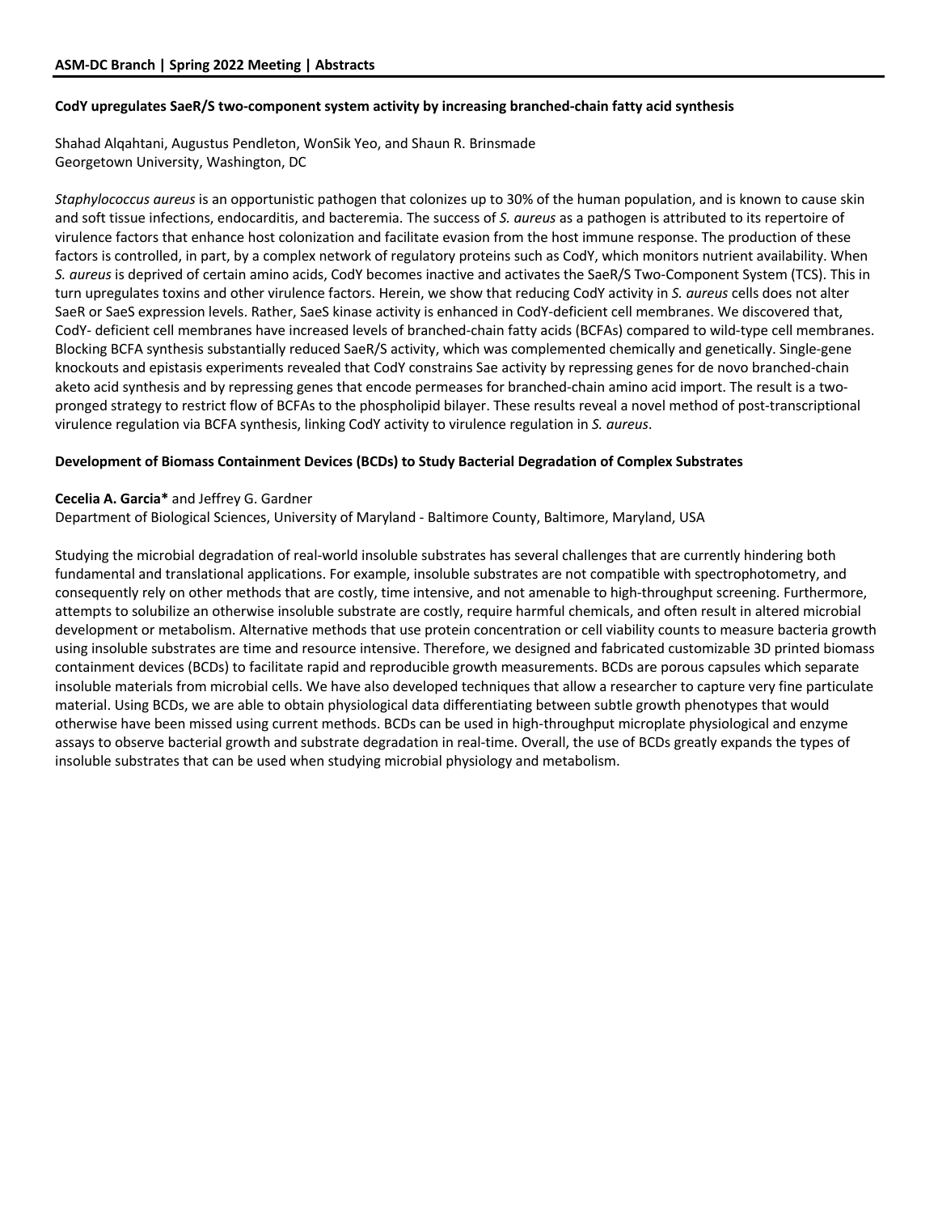### CodY upregulates SaeR/S two-component system activity by increasing branched-chain fatty acid synthesis

Shahad Alqahtani, Augustus Pendleton, WonSik Yeo, and Shaun R. Brinsmade
Georgetown University, Washington, DC

*Staphylococcus aureus* is an opportunistic pathogen that colonizes up to 30% of the human population, and is known to cause skin and soft tissue infections, endocarditis, and bacteremia. The success of *S. aureus* as a pathogen is attributed to its repertoire of virulence factors that enhance host colonization and facilitate evasion from the host immune response. The production of these factors is controlled, in part, by a complex network of regulatory proteins such as CodY, which monitors nutrient availability. When *S. aureus* is deprived of certain amino acids, CodY becomes inactive and activates the SaeR/S Two-Component System (TCS). This in turn upregulates toxins and other virulence factors. Herein, we show that reducing CodY activity in *S. aureus* cells does not alter SaeR or SaeS expression levels. Rather, SaeS kinase activity is enhanced in CodY-deficient cell membranes. We discovered that, CodY- deficient cell membranes have increased levels of branched-chain fatty acids (BCFAs) compared to wild-type cell membranes. Blocking BCFA synthesis substantially reduced SaeR/S activity, which was complemented chemically and genetically. Single-gene knockouts and epistasis experiments revealed that CodY constrains Sae activity by repressing genes for de novo branched-chain aketo acid synthesis and by repressing genes that encode permeases for branched-chain amino acid import. The result is a two-pronged strategy to restrict flow of BCFAs to the phospholipid bilayer. These results reveal a novel method of post-transcriptional virulence regulation via BCFA synthesis, linking CodY activity to virulence regulation in *S. aureus*.

### Development of Biomass Containment Devices (BCDs) to Study Bacterial Degradation of Complex Substrates

**Cecelia A. Garcia*** and Jeffrey G. Gardner
Department of Biological Sciences, University of Maryland - Baltimore County, Baltimore, Maryland, USA

Studying the microbial degradation of real-world insoluble substrates has several challenges that are currently hindering both fundamental and translational applications. For example, insoluble substrates are not compatible with spectrophotometry, and consequently rely on other methods that are costly, time intensive, and not amenable to high-throughput screening. Furthermore, attempts to solubilize an otherwise insoluble substrate are costly, require harmful chemicals, and often result in altered microbial development or metabolism. Alternative methods that use protein concentration or cell viability counts to measure bacteria growth using insoluble substrates are time and resource intensive. Therefore, we designed and fabricated customizable 3D printed biomass containment devices (BCDs) to facilitate rapid and reproducible growth measurements. BCDs are porous capsules which separate insoluble materials from microbial cells. We have also developed techniques that allow a researcher to capture very fine particulate material. Using BCDs, we are able to obtain physiological data differentiating between subtle growth phenotypes that would otherwise have been missed using current methods. BCDs can be used in high-throughput microplate physiological and enzyme assays to observe bacterial growth and substrate degradation in real-time. Overall, the use of BCDs greatly expands the types of insoluble substrates that can be used when studying microbial physiology and metabolism.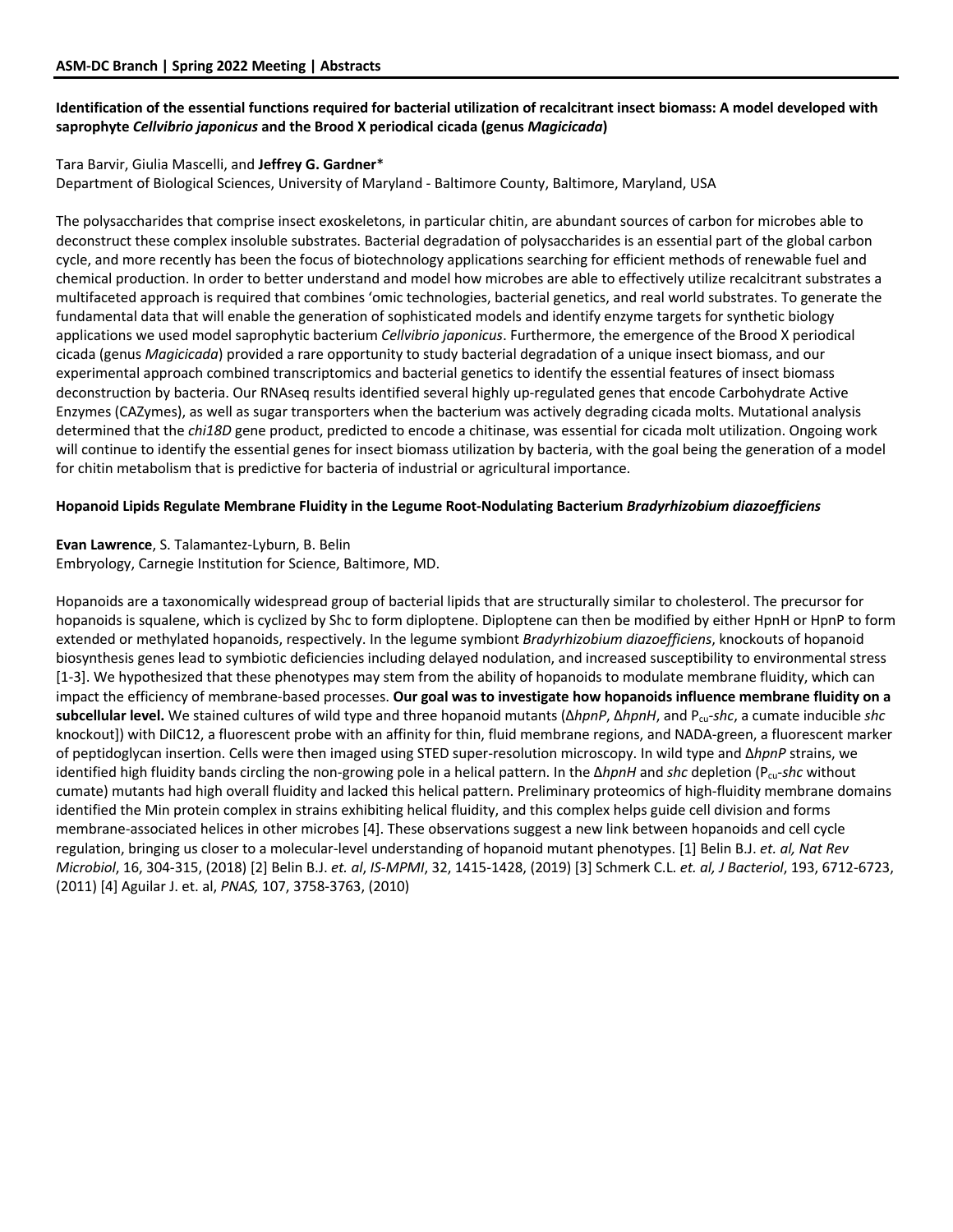### Identification of the essential functions required for bacterial utilization of recalcitrant insect biomass: A model developed with saprophyte *Cellvibrio japonicus* and the Brood X periodical cicada (genus *Magicicada*)

Tara Barvir, Giulia Mascelli, and **Jeffrey G. Gardner***
Department of Biological Sciences, University of Maryland - Baltimore County, Baltimore, Maryland, USA

The polysaccharides that comprise insect exoskeletons, in particular chitin, are abundant sources of carbon for microbes able to deconstruct these complex insoluble substrates. Bacterial degradation of polysaccharides is an essential part of the global carbon cycle, and more recently has been the focus of biotechnology applications searching for efficient methods of renewable fuel and chemical production. In order to better understand and model how microbes are able to effectively utilize recalcitrant substrates a multifaceted approach is required that combines 'omic technologies, bacterial genetics, and real world substrates. To generate the fundamental data that will enable the generation of sophisticated models and identify enzyme targets for synthetic biology applications we used model saprophytic bacterium *Cellvibrio japonicus*. Furthermore, the emergence of the Brood X periodical cicada (genus *Magicicada*) provided a rare opportunity to study bacterial degradation of a unique insect biomass, and our experimental approach combined transcriptomics and bacterial genetics to identify the essential features of insect biomass deconstruction by bacteria. Our RNAseq results identified several highly up-regulated genes that encode Carbohydrate Active Enzymes (CAZymes), as well as sugar transporters when the bacterium was actively degrading cicada molts. Mutational analysis determined that the *chi18D* gene product, predicted to encode a chitinase, was essential for cicada molt utilization. Ongoing work will continue to identify the essential genes for insect biomass utilization by bacteria, with the goal being the generation of a model for chitin metabolism that is predictive for bacteria of industrial or agricultural importance.

### Hopanoid Lipids Regulate Membrane Fluidity in the Legume Root-Nodulating Bacterium *Bradyrhizobium diazoefficiens*

**Evan Lawrence**, S. Talamantez-Lyburn, B. Belin
Embryology, Carnegie Institution for Science, Baltimore, MD.

Hopanoids are a taxonomically widespread group of bacterial lipids that are structurally similar to cholesterol. The precursor for hopanoids is squalene, which is cyclized by Shc to form diploptene. Diploptene can then be modified by either HpnH or HpnP to form extended or methylated hopanoids, respectively. In the legume symbiont *Bradyrhizobium diazoefficiens*, knockouts of hopanoid biosynthesis genes lead to symbiotic deficiencies including delayed nodulation, and increased susceptibility to environmental stress [1-3]. We hypothesized that these phenotypes may stem from the ability of hopanoids to modulate membrane fluidity, which can impact the efficiency of membrane-based processes. **Our goal was to investigate how hopanoids influence membrane fluidity on a subcellular level.** We stained cultures of wild type and three hopanoid mutants (Δ*hpnP*, Δ*hpnH*, and $P_{cu}$-*shc*, a cumate inducible *shc* knockout]) with DiIC12, a fluorescent probe with an affinity for thin, fluid membrane regions, and NADA-green, a fluorescent marker of peptidoglycan insertion. Cells were then imaged using STED super-resolution microscopy. In wild type and Δ*hpnP* strains, we identified high fluidity bands circling the non-growing pole in a helical pattern. In the Δ*hpnH* and *shc* depletion ($P_{cu}$-*shc* without cumate) mutants had high overall fluidity and lacked this helical pattern. Preliminary proteomics of high-fluidity membrane domains identified the Min protein complex in strains exhibiting helical fluidity, and this complex helps guide cell division and forms membrane-associated helices in other microbes [4]. These observations suggest a new link between hopanoids and cell cycle regulation, bringing us closer to a molecular-level understanding of hopanoid mutant phenotypes. [1] Belin B.J. *et. al, Nat Rev Microbiol*, 16, 304-315, (2018) [2] Belin B.J. *et. al*, *IS-MPMI*, 32, 1415-1428, (2019) [3] Schmerk C.L. *et. al, J Bacteriol*, 193, 6712-6723, (2011) [4] Aguilar J. et. al, *PNAS,* 107, 3758-3763, (2010)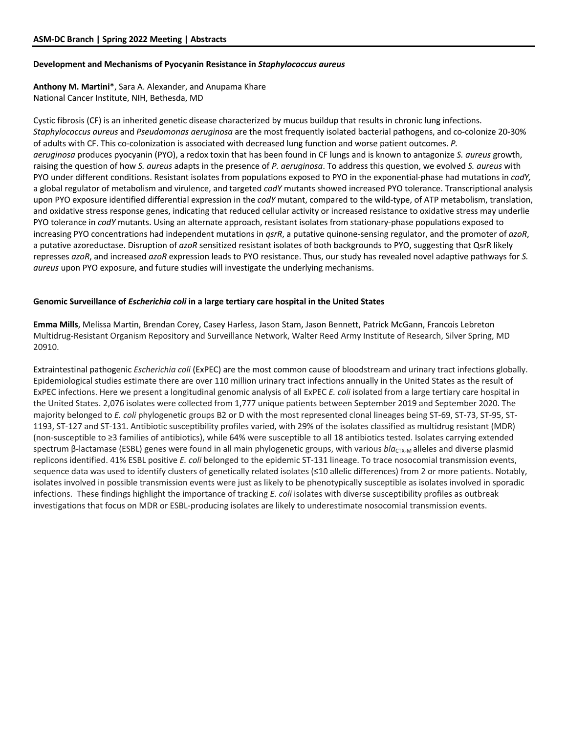### Development and Mechanisms of Pyocyanin Resistance in *Staphylococcus aureus*

**Anthony M. Martini***, Sara A. Alexander, and Anupama Khare
National Cancer Institute, NIH, Bethesda, MD

Cystic fibrosis (CF) is an inherited genetic disease characterized by mucus buildup that results in chronic lung infections. *Staphylococcus aureus* and *Pseudomonas aeruginosa* are the most frequently isolated bacterial pathogens, and co-colonize 20-30% of adults with CF. This co-colonization is associated with decreased lung function and worse patient outcomes. *P. aeruginosa* produces pyocyanin (PYO), a redox toxin that has been found in CF lungs and is known to antagonize *S. aureus* growth, raising the question of how *S. aureus* adapts in the presence of *P. aeruginosa*. To address this question, we evolved *S. aureus* with PYO under different conditions. Resistant isolates from populations exposed to PYO in the exponential-phase had mutations in *codY,* a global regulator of metabolism and virulence, and targeted *codY* mutants showed increased PYO tolerance. Transcriptional analysis upon PYO exposure identified differential expression in the *codY* mutant, compared to the wild-type, of ATP metabolism, translation, and oxidative stress response genes, indicating that reduced cellular activity or increased resistance to oxidative stress may underlie PYO tolerance in *codY* mutants. Using an alternate approach, resistant isolates from stationary-phase populations exposed to increasing PYO concentrations had independent mutations in *qsrR*, a putative quinone-sensing regulator, and the promoter of *azoR*, a putative azoreductase. Disruption of *azoR* sensitized resistant isolates of both backgrounds to PYO, suggesting that QsrR likely represses *azoR*, and increased *azoR* expression leads to PYO resistance. Thus, our study has revealed novel adaptive pathways for *S. aureus* upon PYO exposure, and future studies will investigate the underlying mechanisms.

### Genomic Surveillance of *Escherichia coli* in a large tertiary care hospital in the United States

**Emma Mills**, Melissa Martin, Brendan Corey, Casey Harless, Jason Stam, Jason Bennett, Patrick McGann, Francois Lebreton
Multidrug-Resistant Organism Repository and Surveillance Network, Walter Reed Army Institute of Research, Silver Spring, MD 20910.

Extraintestinal pathogenic *Escherichia coli* (ExPEC) are the most common cause of bloodstream and urinary tract infections globally. Epidemiological studies estimate there are over 110 million urinary tract infections annually in the United States as the result of ExPEC infections. Here we present a longitudinal genomic analysis of all ExPEC *E. coli* isolated from a large tertiary care hospital in the United States. 2,076 isolates were collected from 1,777 unique patients between September 2019 and September 2020. The majority belonged to *E. coli* phylogenetic groups B2 or D with the most represented clonal lineages being ST-69, ST-73, ST-95, ST-1193, ST-127 and ST-131. Antibiotic susceptibility profiles varied, with 29% of the isolates classified as multidrug resistant (MDR) (non-susceptible to ≥3 families of antibiotics), while 64% were susceptible to all 18 antibiotics tested. Isolates carrying extended spectrum β-lactamase (ESBL) genes were found in all main phylogenetic groups, with various *bla*$_{CTX-M}$ alleles and diverse plasmid replicons identified. 41% ESBL positive *E. coli* belonged to the epidemic ST-131 lineage. To trace nosocomial transmission events, sequence data was used to identify clusters of genetically related isolates (≤10 allelic differences) from 2 or more patients. Notably, isolates involved in possible transmission events were just as likely to be phenotypically susceptible as isolates involved in sporadic infections. These findings highlight the importance of tracking *E. coli* isolates with diverse susceptibility profiles as outbreak investigations that focus on MDR or ESBL-producing isolates are likely to underestimate nosocomial transmission events.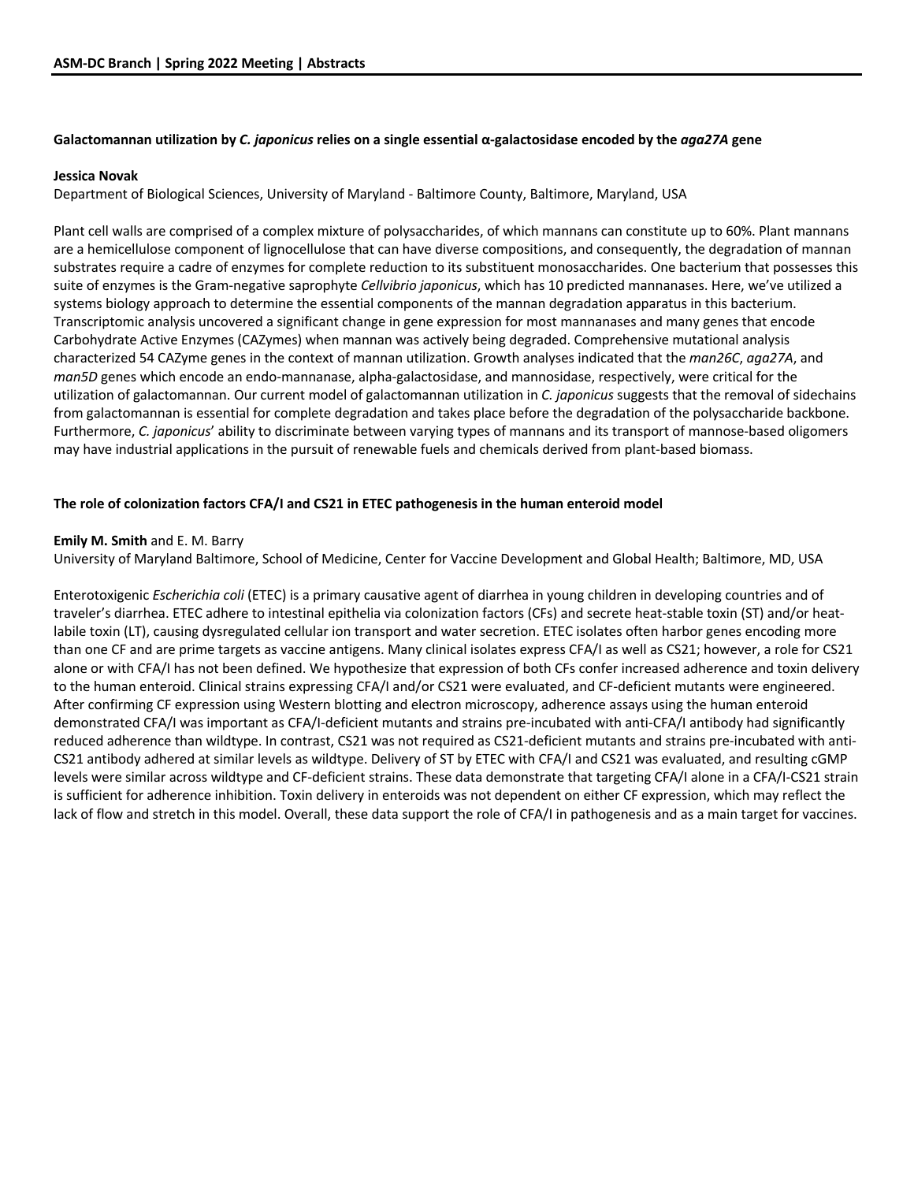### Galactomannan utilization by *C. japonicus* relies on a single essential α-galactosidase encoded by the *aga27A* gene

**Jessica Novak**
Department of Biological Sciences, University of Maryland - Baltimore County, Baltimore, Maryland, USA

Plant cell walls are comprised of a complex mixture of polysaccharides, of which mannans can constitute up to 60%. Plant mannans are a hemicellulose component of lignocellulose that can have diverse compositions, and consequently, the degradation of mannan substrates require a cadre of enzymes for complete reduction to its substituent monosaccharides. One bacterium that possesses this suite of enzymes is the Gram-negative saprophyte *Cellvibrio japonicus*, which has 10 predicted mannanases. Here, we've utilized a systems biology approach to determine the essential components of the mannan degradation apparatus in this bacterium. Transcriptomic analysis uncovered a significant change in gene expression for most mannanases and many genes that encode Carbohydrate Active Enzymes (CAZymes) when mannan was actively being degraded. Comprehensive mutational analysis characterized 54 CAZyme genes in the context of mannan utilization. Growth analyses indicated that the *man26C*, *aga27A*, and *man5D* genes which encode an endo-mannanase, alpha-galactosidase, and mannosidase, respectively, were critical for the utilization of galactomannan. Our current model of galactomannan utilization in *C. japonicus* suggests that the removal of sidechains from galactomannan is essential for complete degradation and takes place before the degradation of the polysaccharide backbone. Furthermore, *C. japonicus*' ability to discriminate between varying types of mannans and its transport of mannose-based oligomers may have industrial applications in the pursuit of renewable fuels and chemicals derived from plant-based biomass.

### The role of colonization factors CFA/I and CS21 in ETEC pathogenesis in the human enteroid model

**Emily M. Smith** and E. M. Barry
University of Maryland Baltimore, School of Medicine, Center for Vaccine Development and Global Health; Baltimore, MD, USA

Enterotoxigenic *Escherichia coli* (ETEC) is a primary causative agent of diarrhea in young children in developing countries and of traveler's diarrhea. ETEC adhere to intestinal epithelia via colonization factors (CFs) and secrete heat-stable toxin (ST) and/or heat-labile toxin (LT), causing dysregulated cellular ion transport and water secretion. ETEC isolates often harbor genes encoding more than one CF and are prime targets as vaccine antigens. Many clinical isolates express CFA/I as well as CS21; however, a role for CS21 alone or with CFA/I has not been defined. We hypothesize that expression of both CFs confer increased adherence and toxin delivery to the human enteroid. Clinical strains expressing CFA/I and/or CS21 were evaluated, and CF-deficient mutants were engineered. After confirming CF expression using Western blotting and electron microscopy, adherence assays using the human enteroid demonstrated CFA/I was important as CFA/I-deficient mutants and strains pre-incubated with anti-CFA/I antibody had significantly reduced adherence than wildtype. In contrast, CS21 was not required as CS21-deficient mutants and strains pre-incubated with anti-CS21 antibody adhered at similar levels as wildtype. Delivery of ST by ETEC with CFA/I and CS21 was evaluated, and resulting cGMP levels were similar across wildtype and CF-deficient strains. These data demonstrate that targeting CFA/I alone in a CFA/I-CS21 strain is sufficient for adherence inhibition. Toxin delivery in enteroids was not dependent on either CF expression, which may reflect the lack of flow and stretch in this model. Overall, these data support the role of CFA/I in pathogenesis and as a main target for vaccines.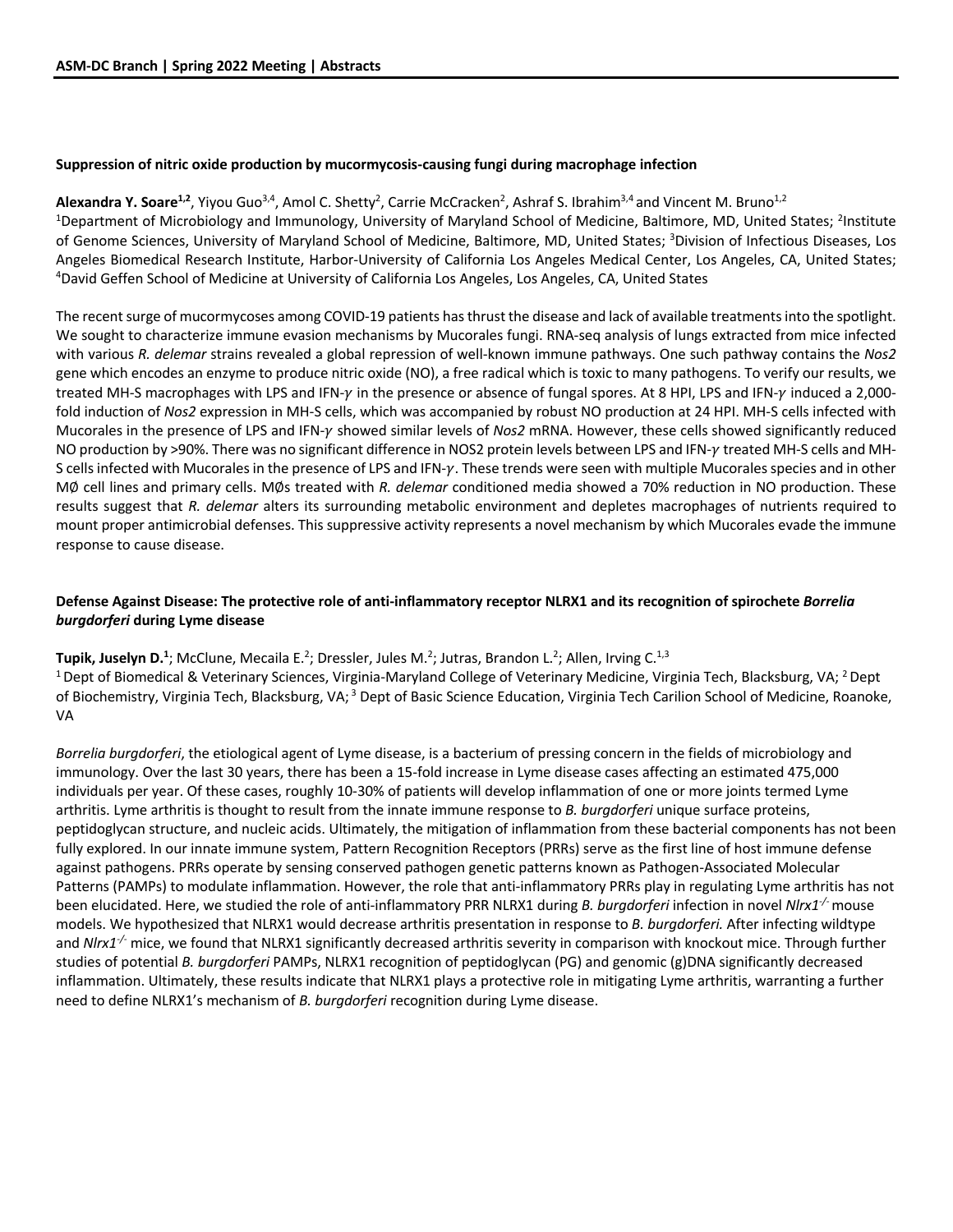**Suppression of nitric oxide production by mucormycosis-causing fungi during macrophage infection**

**Alexandra Y. Soare[1,2]**, Yiyou Guo[3,4], Amol C. Shetty[2], Carrie McCracken[2], Ashraf S. Ibrahim[3,4] and Vincent M. Bruno[1,2]
[1]Department of Microbiology and Immunology, University of Maryland School of Medicine, Baltimore, MD, United States; [2]Institute of Genome Sciences, University of Maryland School of Medicine, Baltimore, MD, United States; [3]Division of Infectious Diseases, Los Angeles Biomedical Research Institute, Harbor-University of California Los Angeles Medical Center, Los Angeles, CA, United States; [4]David Geffen School of Medicine at University of California Los Angeles, Los Angeles, CA, United States

The recent surge of mucormycoses among COVID-19 patients has thrust the disease and lack of available treatments into the spotlight. We sought to characterize immune evasion mechanisms by Mucorales fungi. RNA-seq analysis of lungs extracted from mice infected with various *R. delemar* strains revealed a global repression of well-known immune pathways. One such pathway contains the *Nos2* gene which encodes an enzyme to produce nitric oxide (NO), a free radical which is toxic to many pathogens. To verify our results, we treated MH-S macrophages with LPS and IFN-$\gamma$ in the presence or absence of fungal spores. At 8 HPI, LPS and IFN-$\gamma$ induced a 2,000-fold induction of *Nos2* expression in MH-S cells, which was accompanied by robust NO production at 24 HPI. MH-S cells infected with Mucorales in the presence of LPS and IFN-$\gamma$ showed similar levels of *Nos2* mRNA. However, these cells showed significantly reduced NO production by >90%. There was no significant difference in NOS2 protein levels between LPS and IFN-$\gamma$ treated MH-S cells and MH-S cells infected with Mucorales in the presence of LPS and IFN-$\gamma$. These trends were seen with multiple Mucorales species and in other MØ cell lines and primary cells. MØs treated with *R. delemar* conditioned media showed a 70% reduction in NO production. These results suggest that *R. delemar* alters its surrounding metabolic environment and depletes macrophages of nutrients required to mount proper antimicrobial defenses. This suppressive activity represents a novel mechanism by which Mucorales evade the immune response to cause disease.

**Defense Against Disease: The protective role of anti-inflammatory receptor NLRX1 and its recognition of spirochete *Borrelia burgdorferi* during Lyme disease**

**Tupik, Juselyn D.[1]**; McClune, Mecaila E.[2]; Dressler, Jules M.[2]; Jutras, Brandon L.[2]; Allen, Irving C.[1,3]
[1] Dept of Biomedical & Veterinary Sciences, Virginia-Maryland College of Veterinary Medicine, Virginia Tech, Blacksburg, VA; [2] Dept of Biochemistry, Virginia Tech, Blacksburg, VA; [3] Dept of Basic Science Education, Virginia Tech Carilion School of Medicine, Roanoke, VA

*Borrelia burgdorferi*, the etiological agent of Lyme disease, is a bacterium of pressing concern in the fields of microbiology and immunology. Over the last 30 years, there has been a 15-fold increase in Lyme disease cases affecting an estimated 475,000 individuals per year. Of these cases, roughly 10-30% of patients will develop inflammation of one or more joints termed Lyme arthritis. Lyme arthritis is thought to result from the innate immune response to *B. burgdorferi* unique surface proteins, peptidoglycan structure, and nucleic acids. Ultimately, the mitigation of inflammation from these bacterial components has not been fully explored. In our innate immune system, Pattern Recognition Receptors (PRRs) serve as the first line of host immune defense against pathogens. PRRs operate by sensing conserved pathogen genetic patterns known as Pathogen-Associated Molecular Patterns (PAMPs) to modulate inflammation. However, the role that anti-inflammatory PRRs play in regulating Lyme arthritis has not been elucidated. Here, we studied the role of anti-inflammatory PRR NLRX1 during *B. burgdorferi* infection in novel *Nlrx1*$^{-/-}$ mouse models. We hypothesized that NLRX1 would decrease arthritis presentation in response to *B. burgdorferi.* After infecting wildtype and *Nlrx1*$^{-/-}$ mice, we found that NLRX1 significantly decreased arthritis severity in comparison with knockout mice. Through further studies of potential *B. burgdorferi* PAMPs, NLRX1 recognition of peptidoglycan (PG) and genomic (g)DNA significantly decreased inflammation. Ultimately, these results indicate that NLRX1 plays a protective role in mitigating Lyme arthritis, warranting a further need to define NLRX1's mechanism of *B. burgdorferi* recognition during Lyme disease.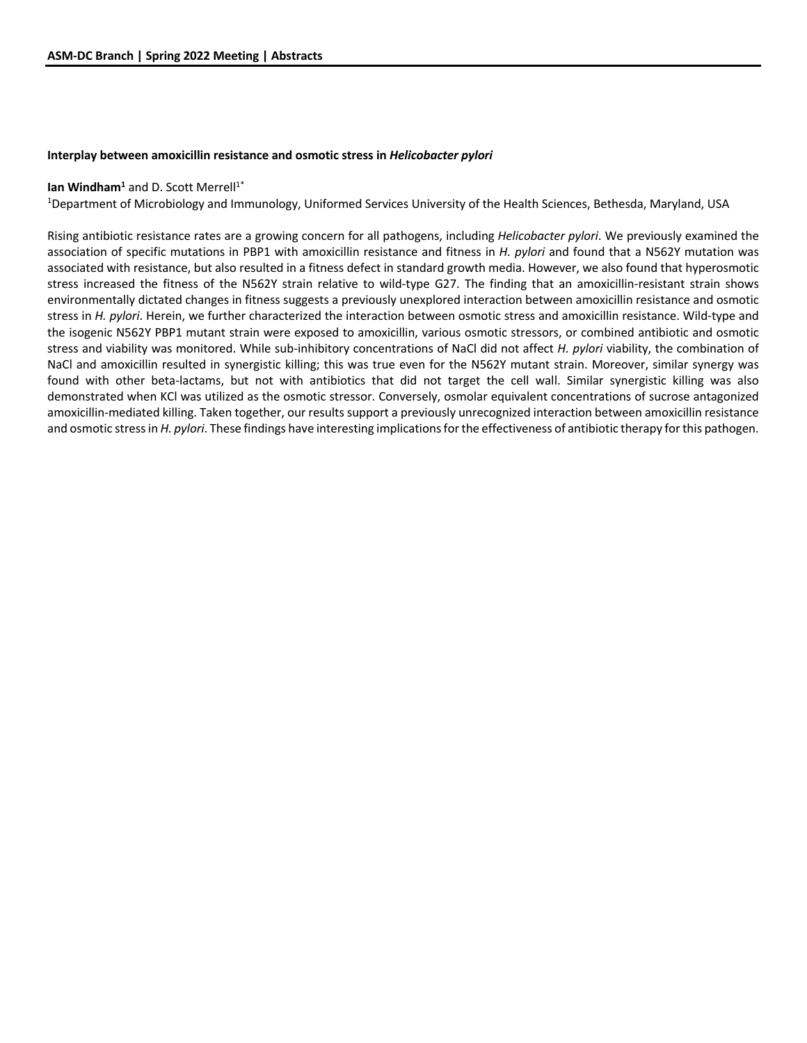**Interplay between amoxicillin resistance and osmotic stress in *Helicobacter pylori***

**Ian Windham**[1] and D. Scott Merrell[1*]

[1]Department of Microbiology and Immunology, Uniformed Services University of the Health Sciences, Bethesda, Maryland, USA

Rising antibiotic resistance rates are a growing concern for all pathogens, including *Helicobacter pylori*. We previously examined the association of specific mutations in PBP1 with amoxicillin resistance and fitness in *H. pylori* and found that a N562Y mutation was associated with resistance, but also resulted in a fitness defect in standard growth media. However, we also found that hyperosmotic stress increased the fitness of the N562Y strain relative to wild-type G27. The finding that an amoxicillin-resistant strain shows environmentally dictated changes in fitness suggests a previously unexplored interaction between amoxicillin resistance and osmotic stress in *H. pylori*. Herein, we further characterized the interaction between osmotic stress and amoxicillin resistance. Wild-type and the isogenic N562Y PBP1 mutant strain were exposed to amoxicillin, various osmotic stressors, or combined antibiotic and osmotic stress and viability was monitored. While sub-inhibitory concentrations of NaCl did not affect *H. pylori* viability, the combination of NaCl and amoxicillin resulted in synergistic killing; this was true even for the N562Y mutant strain. Moreover, similar synergy was found with other beta-lactams, but not with antibiotics that did not target the cell wall. Similar synergistic killing was also demonstrated when KCl was utilized as the osmotic stressor. Conversely, osmolar equivalent concentrations of sucrose antagonized amoxicillin-mediated killing. Taken together, our results support a previously unrecognized interaction between amoxicillin resistance and osmotic stress in *H. pylori*. These findings have interesting implications for the effectiveness of antibiotic therapy for this pathogen.